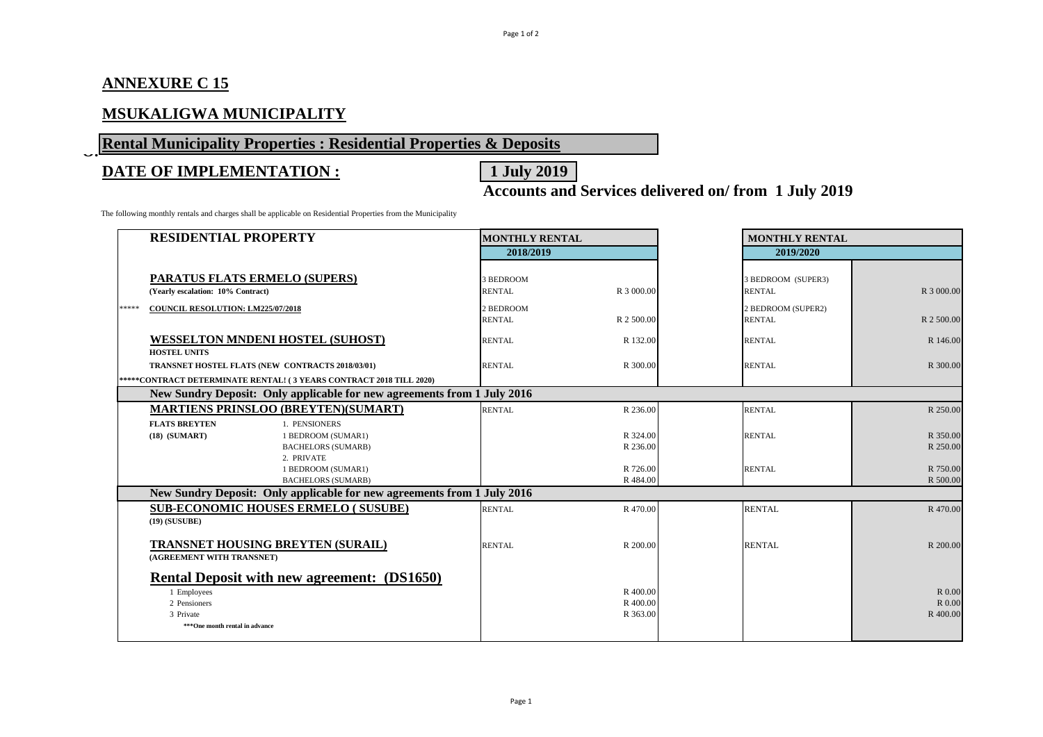## ANNEXURE C 15

## MSUKALIGWA MUNICIPALITY

## Rental Municipality Properties : Residential Properties & Deposits

## DATE OF IMPLEMENTATION : 1 July 2019

**Accounts and Services delivered on/ from 1 July 2019**

The following monthly rentals and charges shall be applicable on Residential Properties from the Municipality

| RESIDENTIAL PROPERTY | | MONTHLY RENTAL 2018/2019 | | MONTHLY RENTAL 2019/2020 | |
|---|---|---|---|---|---|
| **PARATUS FLATS ERMELO (SUPERS)** | | 3 BEDROOM | | 3 BEDROOM (SUPER3) | |
| (Yearly escalation: 10% Contract) | | RENTAL | R 3 000.00 | RENTAL | R 3 000.00 |
| ***** COUNCIL RESOLUTION: LM225/07/2018 | | 2 BEDROOM | | 2 BEDROOM (SUPER2) | |
| | | RENTAL | R 2 500.00 | RENTAL | R 2 500.00 |
| **WESSELTON MNDENI HOSTEL (SUHOST)** | | RENTAL | R 132.00 | RENTAL | R 146.00 |
| HOSTEL UNITS | | | | | |
| TRANSNET HOSTEL FLATS (NEW CONTRACTS 2018/03/01) | | RENTAL | R 300.00 | RENTAL | R 300.00 |
| *****CONTRACT DETERMINATE RENTAL! ( 3 YEARS CONTRACT 2018 TILL 2020) | | | | | |
| **New Sundry Deposit: Only applicable for new agreements from 1 July 2016** | | | | | |
| **MARTIENS PRINSLOO (BREYTEN)(SUMART)** | | RENTAL | R 236.00 | RENTAL | R 250.00 |
| FLATS BREYTEN | 1. PENSIONERS | | | | |
| (18) (SUMART) | 1 BEDROOM (SUMAR1) | | R 324.00 | RENTAL | R 350.00 |
| | BACHELORS (SUMARB) | | R 236.00 | | R 250.00 |
| | 2. PRIVATE | | | | |
| | 1 BEDROOM (SUMAR1) | | R 726.00 | RENTAL | R 750.00 |
| | BACHELORS (SUMARB) | | R 484.00 | | R 500.00 |
| **New Sundry Deposit: Only applicable for new agreements from 1 July 2016** | | | | | |
| **SUB-ECONOMIC HOUSES ERMELO ( SUSUBE)** | | RENTAL | R 470.00 | RENTAL | R 470.00 |
| (19) (SUSUBE) | | | | | |
| **TRANSNET HOUSING BREYTEN (SURAIL)** | | RENTAL | R 200.00 | RENTAL | R 200.00 |
| (AGREEMENT WITH TRANSNET) | | | | | |
| **Rental Deposit with new agreement: (DS1650)** | | | | | |
| 1 Employees | | | R 400.00 | | R 0.00 |
| 2 Pensioners | | | R 400.00 | | R 0.00 |
| 3 Private | | | R 363.00 | | R 400.00 |
| ***One month rental in advance | | | | | |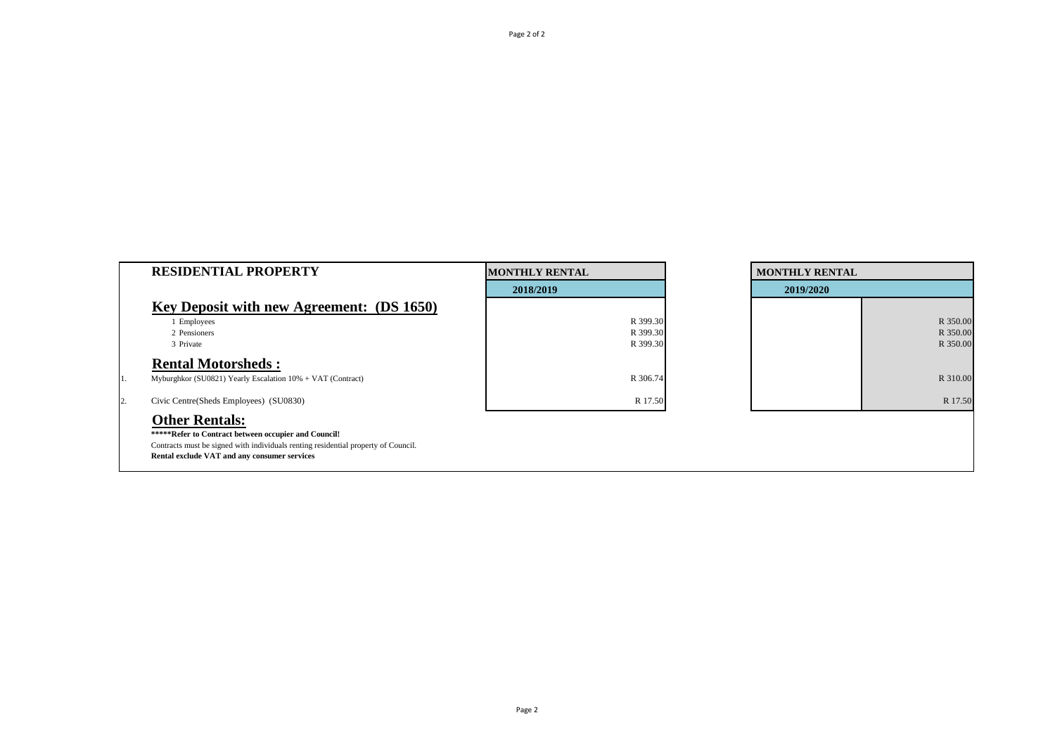| RESIDENTIAL PROPERTY | MONTHLY RENTAL 2018/2019 | MONTHLY RENTAL 2019/2020 |
|---|---|---|
| **Key Deposit with new Agreement: (DS 1650)** | | |
| 1 Employees | R 399.30 | R 350.00 |
| 2 Pensioners | R 399.30 | R 350.00 |
| 3 Private | R 399.30 | R 350.00 |
| **Rental Motorsheds :** | | |
| 1. Myburghkor (SU0821) Yearly Escalation 10% + VAT (Contract) | R 306.74 | R 310.00 |
| 2. Civic Centre(Sheds Employees) (SU0830) | R 17.50 | R 17.50 |

## Other Rentals:

**\*\*\*\*\*Refer to Contract between occupier and Council!**

Contracts must be signed with individuals renting residential property of Council.

**Rental exclude VAT and any consumer services**